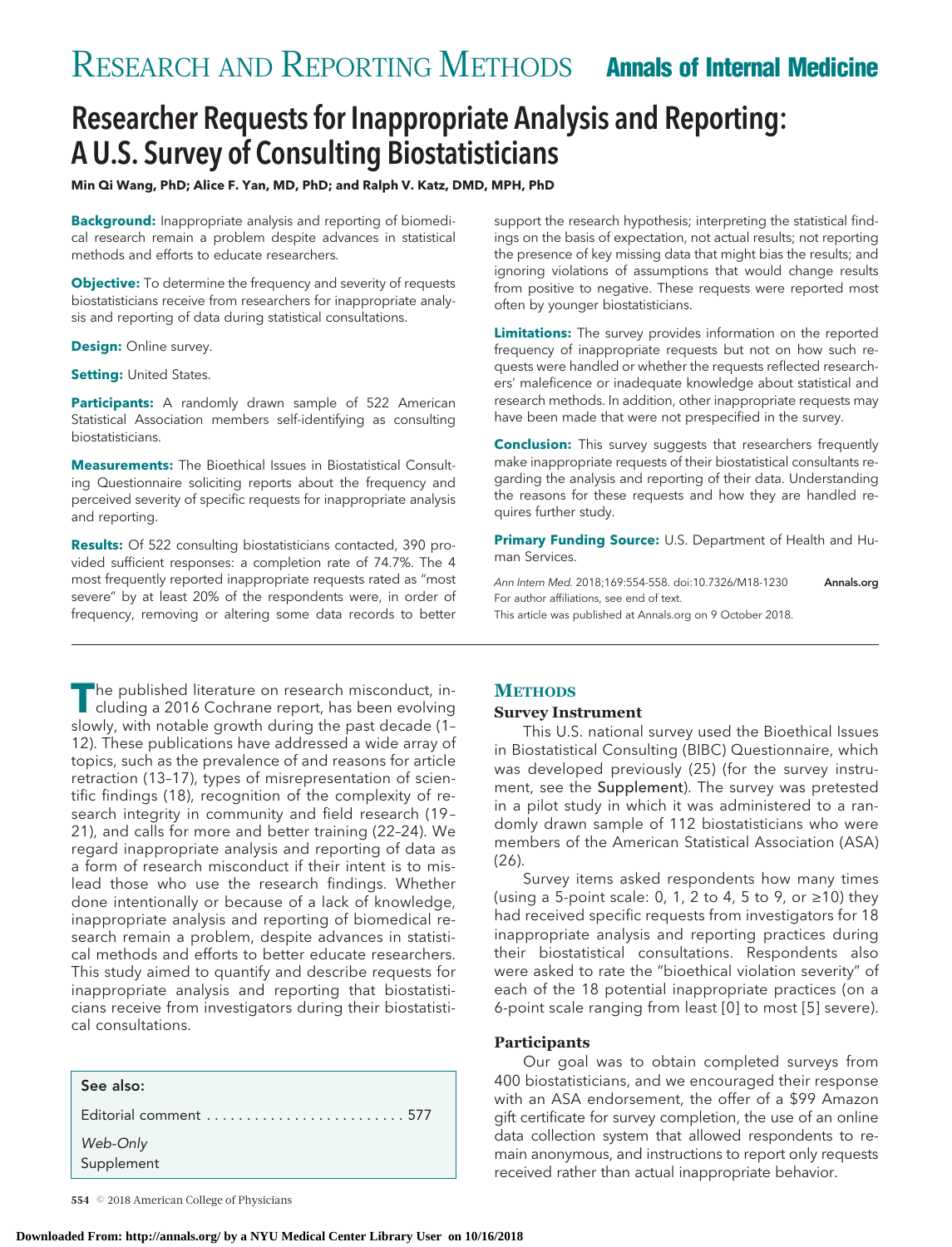# Researcher Requests for Inappropriate Analysis and Reporting: A U.S. Survey of Consulting Biostatisticians

**Min Qi Wang, PhD; Alice F. Yan, MD, PhD; and Ralph V. Katz, DMD, MPH, PhD**

**Background:** Inappropriate analysis and reporting of biomedical research remain a problem despite advances in statistical methods and efforts to educate researchers.

**Objective:** To determine the frequency and severity of requests biostatisticians receive from researchers for inappropriate analysis and reporting of data during statistical consultations.

**Design:** Online survey.

**Setting:** United States.

**Participants:** A randomly drawn sample of 522 American Statistical Association members self-identifying as consulting biostatisticians.

**Measurements:** The Bioethical Issues in Biostatistical Consulting Questionnaire soliciting reports about the frequency and perceived severity of specific requests for inappropriate analysis and reporting.

**Results:** Of 522 consulting biostatisticians contacted, 390 provided sufficient responses: a completion rate of 74.7%. The 4 most frequently reported inappropriate requests rated as "most severe" by at least 20% of the respondents were, in order of frequency, removing or altering some data records to better support the research hypothesis; interpreting the statistical findings on the basis of expectation, not actual results; not reporting the presence of key missing data that might bias the results; and ignoring violations of assumptions that would change results from positive to negative. These requests were reported most often by younger biostatisticians.

**Limitations:** The survey provides information on the reported frequency of inappropriate requests but not on how such requests were handled or whether the requests reflected researchers' maleficence or inadequate knowledge about statistical and research methods. In addition, other inappropriate requests may have been made that were not prespecified in the survey.

**Conclusion:** This survey suggests that researchers frequently make inappropriate requests of their biostatistical consultants regarding the analysis and reporting of their data. Understanding the reasons for these requests and how they are handled requires further study.

**Primary Funding Source:** U.S. Department of Health and Human Services.

*Ann Intern Med.* 2018;169:554-558. doi:10.7326/M18-1230 Annals.org
For author affiliations, see end of text.
This article was published at Annals.org on 9 October 2018.

The published literature on research misconduct, including a 2016 Cochrane report, has been evolving slowly, with notable growth during the past decade (1–12). These publications have addressed a wide array of topics, such as the prevalence of and reasons for article retraction (13–17), types of misrepresentation of scientific findings (18), recognition of the complexity of research integrity in community and field research (19–21), and calls for more and better training (22–24). We regard inappropriate analysis and reporting of data as a form of research misconduct if their intent is to mislead those who use the research findings. Whether done intentionally or because of a lack of knowledge, inappropriate analysis and reporting of biomedical research remain a problem, despite advances in statistical methods and efforts to better educate researchers. This study aimed to quantify and describe requests for inappropriate analysis and reporting that biostatisticians receive from investigators during their biostatistical consultations.

See also:

Editorial comment ......................... 577

*Web-Only*
Supplement

## Methods

### Survey Instrument

This U.S. national survey used the Bioethical Issues in Biostatistical Consulting (BIBC) Questionnaire, which was developed previously (25) (for the survey instrument, see the Supplement). The survey was pretested in a pilot study in which it was administered to a randomly drawn sample of 112 biostatisticians who were members of the American Statistical Association (ASA) (26).

Survey items asked respondents how many times (using a 5-point scale: 0, 1, 2 to 4, 5 to 9, or ≥10) they had received specific requests from investigators for 18 inappropriate analysis and reporting practices during their biostatistical consultations. Respondents also were asked to rate the "bioethical violation severity" of each of the 18 potential inappropriate practices (on a 6-point scale ranging from least [0] to most [5] severe).

### Participants

Our goal was to obtain completed surveys from 400 biostatisticians, and we encouraged their response with an ASA endorsement, the offer of a $99 Amazon gift certificate for survey completion, the use of an online data collection system that allowed respondents to remain anonymous, and instructions to report only requests received rather than actual inappropriate behavior.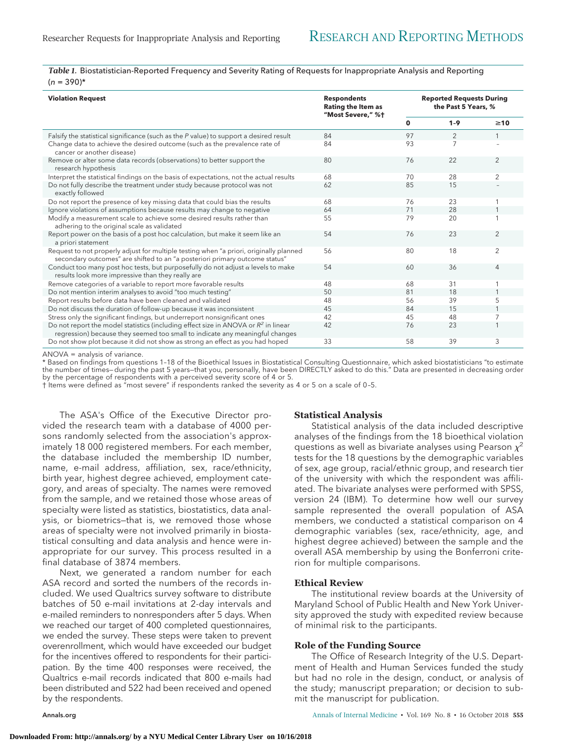*Table 1.* Biostatistician-Reported Frequency and Severity Rating of Requests for Inappropriate Analysis and Reporting ($n$ = 390)*

| Violation Request | Respondents Rating the Item as "Most Severe," %† | Reported Requests During the Past 5 Years, % | | |
|---|---|---|---|---|
| | | 0 | 1–9 | ≥10 |
| Falsify the statistical significance (such as the *P* value) to support a desired result | 84 | 97 | 2 | 1 |
| Change data to achieve the desired outcome (such as the prevalence rate of cancer or another disease) | 84 | 93 | 7 | – |
| Remove or alter some data records (observations) to better support the research hypothesis | 80 | 76 | 22 | 2 |
| Interpret the statistical findings on the basis of expectations, not the actual results | 68 | 70 | 28 | 2 |
| Do not fully describe the treatment under study because protocol was not exactly followed | 62 | 85 | 15 | – |
| Do not report the presence of key missing data that could bias the results | 68 | 76 | 23 | 1 |
| Ignore violations of assumptions because results may change to negative | 64 | 71 | 28 | 1 |
| Modify a measurement scale to achieve some desired results rather than adhering to the original scale as validated | 55 | 79 | 20 | 1 |
| Report power on the basis of a post hoc calculation, but make it seem like an a priori statement | 54 | 76 | 23 | 2 |
| Request to not properly adjust for multiple testing when "a priori, originally planned secondary outcomes" are shifted to an "a posteriori primary outcome status" | 56 | 80 | 18 | 2 |
| Conduct too many post hoc tests, but purposefully do not adjust $\alpha$ levels to make results look more impressive than they really are | 54 | 60 | 36 | 4 |
| Remove categories of a variable to report more favorable results | 48 | 68 | 31 | 1 |
| Do not mention interim analyses to avoid "too much testing" | 50 | 81 | 18 | 1 |
| Report results before data have been cleaned and validated | 48 | 56 | 39 | 5 |
| Do not discuss the duration of follow-up because it was inconsistent | 45 | 84 | 15 | 1 |
| Stress only the significant findings, but underreport nonsignificant ones | 42 | 45 | 48 | 7 |
| Do not report the model statistics (including effect size in ANOVA or $R^2$ in linear regression) because they seemed too small to indicate any meaningful changes | 42 | 76 | 23 | 1 |
| Do not show plot because it did not show as strong an effect as you had hoped | 33 | 58 | 39 | 3 |

ANOVA = analysis of variance.
\* Based on findings from questions 1–18 of the Bioethical Issues in Biostatistical Consulting Questionnaire, which asked biostatisticians "to estimate the number of times—during the past 5 years—that you, personally, have been DIRECTLY asked to do this." Data are presented in decreasing order by the percentage of respondents with a perceived severity score of 4 or 5.
† Items were defined as "most severe" if respondents ranked the severity as 4 or 5 on a scale of 0–5.

The ASA's Office of the Executive Director provided the research team with a database of 4000 persons randomly selected from the association's approximately 18 000 registered members. For each member, the database included the membership ID number, name, e-mail address, affiliation, sex, race/ethnicity, birth year, highest degree achieved, employment category, and areas of specialty. The names were removed from the sample, and we retained those whose areas of specialty were listed as statistics, biostatistics, data analysis, or biometrics—that is, we removed those whose areas of specialty were not involved primarily in biostatistical consulting and data analysis and hence were inappropriate for our survey. This process resulted in a final database of 3874 members.

Next, we generated a random number for each ASA record and sorted the numbers of the records included. We used Qualtrics survey software to distribute batches of 50 e-mail invitations at 2-day intervals and e-mailed reminders to nonresponders after 5 days. When we reached our target of 400 completed questionnaires, we ended the survey. These steps were taken to prevent overenrollment, which would have exceeded our budget for the incentives offered to respondents for their participation. By the time 400 responses were received, the Qualtrics e-mail records indicated that 800 e-mails had been distributed and 522 had been received and opened by the respondents.

### Statistical Analysis

Statistical analysis of the data included descriptive analyses of the findings from the 18 bioethical violation questions as well as bivariate analyses using Pearson $\chi^2$ tests for the 18 questions by the demographic variables of sex, age group, racial/ethnic group, and research tier of the university with which the respondent was affiliated. The bivariate analyses were performed with SPSS, version 24 (IBM). To determine how well our survey sample represented the overall population of ASA members, we conducted a statistical comparison on 4 demographic variables (sex, race/ethnicity, age, and highest degree achieved) between the sample and the overall ASA membership by using the Bonferroni criterion for multiple comparisons.

### Ethical Review

The institutional review boards at the University of Maryland School of Public Health and New York University approved the study with expedited review because of minimal risk to the participants.

### Role of the Funding Source

The Office of Research Integrity of the U.S. Department of Health and Human Services funded the study but had no role in the design, conduct, or analysis of the study; manuscript preparation; or decision to submit the manuscript for publication.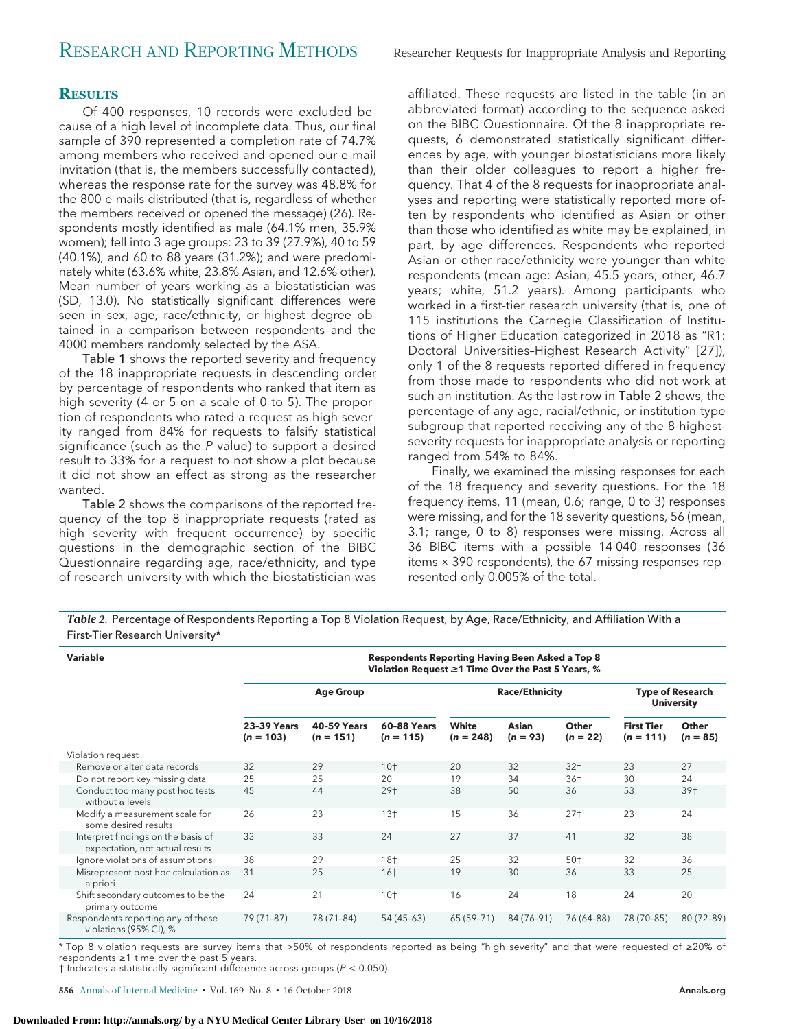## RESULTS

Of 400 responses, 10 records were excluded because of a high level of incomplete data. Thus, our final sample of 390 represented a completion rate of 74.7% among members who received and opened our e-mail invitation (that is, the members successfully contacted), whereas the response rate for the survey was 48.8% for the 800 e-mails distributed (that is, regardless of whether the members received or opened the message) (26). Respondents mostly identified as male (64.1% men, 35.9% women); fell into 3 age groups: 23 to 39 (27.9%), 40 to 59 (40.1%), and 60 to 88 years (31.2%); and were predominately white (63.6% white, 23.8% Asian, and 12.6% other). Mean number of years working as a biostatistician was (SD, 13.0). No statistically significant differences were seen in sex, age, race/ethnicity, or highest degree obtained in a comparison between respondents and the 4000 members randomly selected by the ASA.

Table 1 shows the reported severity and frequency of the 18 inappropriate requests in descending order by percentage of respondents who ranked that item as high severity (4 or 5 on a scale of 0 to 5). The proportion of respondents who rated a request as high severity ranged from 84% for requests to falsify statistical significance (such as the *P* value) to support a desired result to 33% for a request to not show a plot because it did not show an effect as strong as the researcher wanted.

Table 2 shows the comparisons of the reported frequency of the top 8 inappropriate requests (rated as high severity with frequent occurrence) by specific questions in the demographic section of the BIBC Questionnaire regarding age, race/ethnicity, and type of research university with which the biostatistician was affiliated. These requests are listed in the table (in an abbreviated format) according to the sequence asked on the BIBC Questionnaire. Of the 8 inappropriate requests, 6 demonstrated statistically significant differences by age, with younger biostatisticians more likely than their older colleagues to report a higher frequency. That 4 of the 8 requests for inappropriate analyses and reporting were statistically reported more often by respondents who identified as Asian or other than those who identified as white may be explained, in part, by age differences. Respondents who reported Asian or other race/ethnicity were younger than white respondents (mean age: Asian, 45.5 years; other, 46.7 years; white, 51.2 years). Among participants who worked in a first-tier research university (that is, one of 115 institutions the Carnegie Classification of Institutions of Higher Education categorized in 2018 as "R1: Doctoral Universities–Highest Research Activity" [27]), only 1 of the 8 requests reported differed in frequency from those made to respondents who did not work at such an institution. As the last row in Table 2 shows, the percentage of any age, racial/ethnic, or institution-type subgroup that reported receiving any of the 8 highest-severity requests for inappropriate analysis or reporting ranged from 54% to 84%.

Finally, we examined the missing responses for each of the 18 frequency and severity questions. For the 18 frequency items, 11 (mean, 0.6; range, 0 to 3) responses were missing, and for the 18 severity questions, 56 (mean, 3.1; range, 0 to 8) responses were missing. Across all 36 BIBC items with a possible 14 040 responses (36 items × 390 respondents), the 67 missing responses represented only 0.005% of the total.

*Table 2.* Percentage of Respondents Reporting a Top 8 Violation Request, by Age, Race/Ethnicity, and Affiliation With a First-Tier Research University*

| Variable | Respondents Reporting Having Been Asked a Top 8 Violation Request ≥1 Time Over the Past 5 Years, % | | | | | | | |
|---|---|---|---|---|---|---|---|---|
| | Age Group | | | Race/Ethnicity | | | Type of Research University | |
| | 23–39 Years (*n* = 103) | 40–59 Years (*n* = 151) | 60–88 Years (*n* = 115) | White (*n* = 248) | Asian (*n* = 93) | Other (*n* = 22) | First Tier (*n* = 111) | Other (*n* = 85) |
| Violation request | | | | | | | | |
| Remove or alter data records | 32 | 29 | 10† | 20 | 32 | 32† | 23 | 27 |
| Do not report key missing data | 25 | 25 | 20 | 19 | 34 | 36† | 30 | 24 |
| Conduct too many post hoc tests without α levels | 45 | 44 | 29† | 38 | 50 | 36 | 53 | 39† |
| Modify a measurement scale for some desired results | 26 | 23 | 13† | 15 | 36 | 27† | 23 | 24 |
| Interpret findings on the basis of expectation, not actual results | 33 | 33 | 24 | 27 | 37 | 41 | 32 | 38 |
| Ignore violations of assumptions | 38 | 29 | 18† | 25 | 32 | 50† | 32 | 36 |
| Misrepresent post hoc calculation as a priori | 31 | 25 | 16† | 19 | 30 | 36 | 33 | 25 |
| Shift secondary outcomes to be the primary outcome | 24 | 21 | 10† | 16 | 24 | 18 | 24 | 20 |
| Respondents reporting any of these violations (95% CI), % | 79 (71–87) | 78 (71–84) | 54 (45–63) | 65 (59–71) | 84 (76–91) | 76 (64–88) | 78 (70–85) | 80 (72–89) |

* Top 8 violation requests are survey items that >50% of respondents reported as being "high severity" and that were requested of ≥20% of respondents ≥1 time over the past 5 years.
† Indicates a statistically significant difference across groups ($P < 0.050$).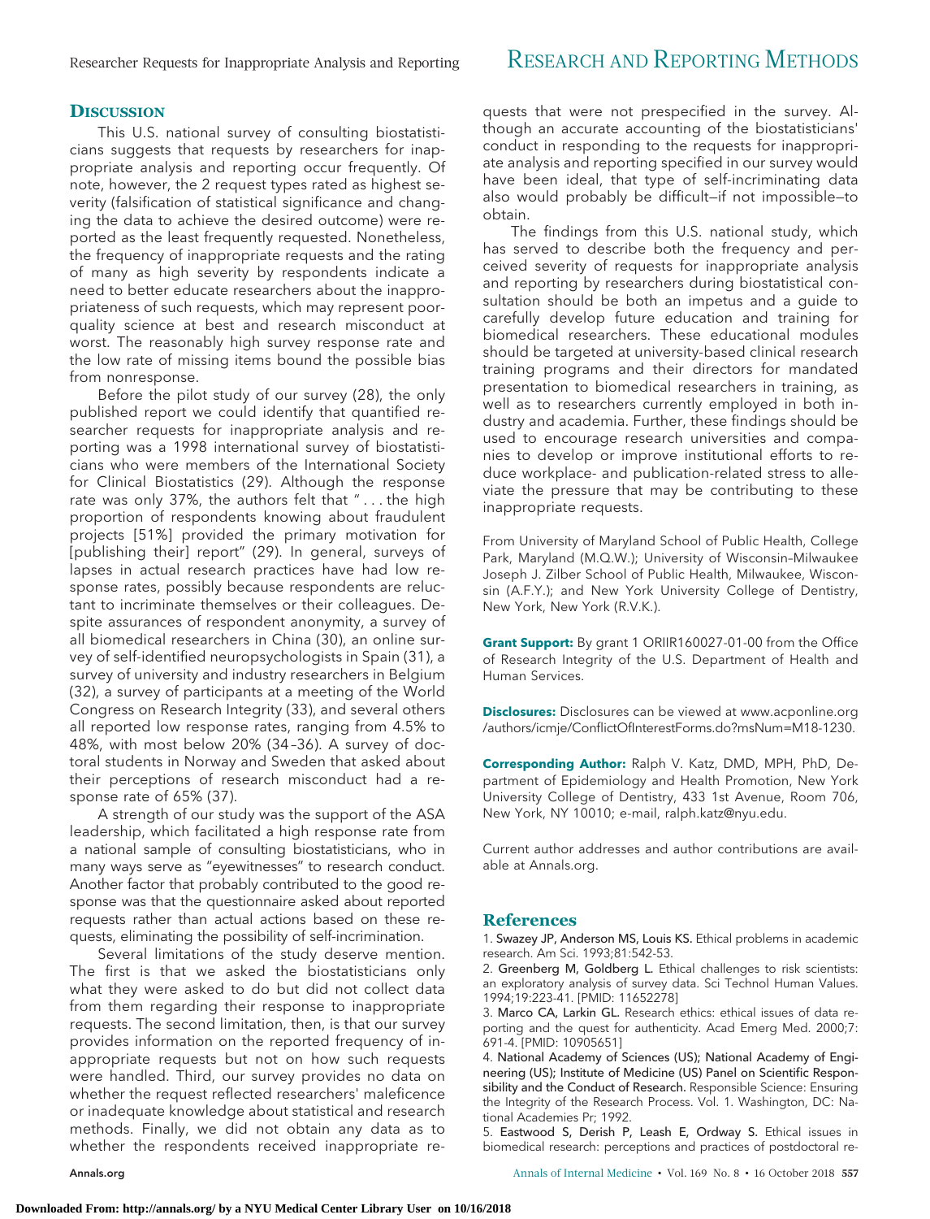## Discussion

This U.S. national survey of consulting biostatisticians suggests that requests by researchers for inappropriate analysis and reporting occur frequently. Of note, however, the 2 request types rated as highest severity (falsification of statistical significance and changing the data to achieve the desired outcome) were reported as the least frequently requested. Nonetheless, the frequency of inappropriate requests and the rating of many as high severity by respondents indicate a need to better educate researchers about the inappropriateness of such requests, which may represent poor-quality science at best and research misconduct at worst. The reasonably high survey response rate and the low rate of missing items bound the possible bias from nonresponse.

Before the pilot study of our survey (28), the only published report we could identify that quantified researcher requests for inappropriate analysis and reporting was a 1998 international survey of biostatisticians who were members of the International Society for Clinical Biostatistics (29). Although the response rate was only 37%, the authors felt that ". . . the high proportion of respondents knowing about fraudulent projects [51%] provided the primary motivation for [publishing their] report" (29). In general, surveys of lapses in actual research practices have had low response rates, possibly because respondents are reluctant to incriminate themselves or their colleagues. Despite assurances of respondent anonymity, a survey of all biomedical researchers in China (30), an online survey of self-identified neuropsychologists in Spain (31), a survey of university and industry researchers in Belgium (32), a survey of participants at a meeting of the World Congress on Research Integrity (33), and several others all reported low response rates, ranging from 4.5% to 48%, with most below 20% (34–36). A survey of doctoral students in Norway and Sweden that asked about their perceptions of research misconduct had a response rate of 65% (37).

A strength of our study was the support of the ASA leadership, which facilitated a high response rate from a national sample of consulting biostatisticians, who in many ways serve as "eyewitnesses" to research conduct. Another factor that probably contributed to the good response was that the questionnaire asked about reported requests rather than actual actions based on these requests, eliminating the possibility of self-incrimination.

Several limitations of the study deserve mention. The first is that we asked the biostatisticians only what they were asked to do but did not collect data from them regarding their response to inappropriate requests. The second limitation, then, is that our survey provides information on the reported frequency of inappropriate requests but not on how such requests were handled. Third, our survey provides no data on whether the request reflected researchers' maleficence or inadequate knowledge about statistical and research methods. Finally, we did not obtain any data as to whether the respondents received inappropriate requests that were not prespecified in the survey. Although an accurate accounting of the biostatisticians' conduct in responding to the requests for inappropriate analysis and reporting specified in our survey would have been ideal, that type of self-incriminating data also would probably be difficult—if not impossible—to obtain.

The findings from this U.S. national study, which has served to describe both the frequency and perceived severity of requests for inappropriate analysis and reporting by researchers during biostatistical consultation should be both an impetus and a guide to carefully develop future education and training for biomedical researchers. These educational modules should be targeted at university-based clinical research training programs and their directors for mandated presentation to biomedical researchers in training, as well as to researchers currently employed in both industry and academia. Further, these findings should be used to encourage research universities and companies to develop or improve institutional efforts to reduce workplace- and publication-related stress to alleviate the pressure that may be contributing to these inappropriate requests.

From University of Maryland School of Public Health, College Park, Maryland (M.Q.W.); University of Wisconsin–Milwaukee Joseph J. Zilber School of Public Health, Milwaukee, Wisconsin (A.F.Y.); and New York University College of Dentistry, New York, New York (R.V.K.).

**Grant Support:** By grant 1 ORIIR160027-01-00 from the Office of Research Integrity of the U.S. Department of Health and Human Services.

**Disclosures:** Disclosures can be viewed at www.acponline.org/authors/icmje/ConflictOfInterestForms.do?msNum=M18-1230.

**Corresponding Author:** Ralph V. Katz, DMD, MPH, PhD, Department of Epidemiology and Health Promotion, New York University College of Dentistry, 433 1st Avenue, Room 706, New York, NY 10010; e-mail, ralph.katz@nyu.edu.

Current author addresses and author contributions are available at Annals.org.

## References

1. Swazey JP, Anderson MS, Louis KS. Ethical problems in academic research. Am Sci. 1993;81:542-53.
2. Greenberg M, Goldberg L. Ethical challenges to risk scientists: an exploratory analysis of survey data. Sci Technol Human Values. 1994;19:223-41. [PMID: 11652278]
3. Marco CA, Larkin GL. Research ethics: ethical issues of data reporting and the quest for authenticity. Acad Emerg Med. 2000;7:691-4. [PMID: 10905651]
4. National Academy of Sciences (US); National Academy of Engineering (US); Institute of Medicine (US) Panel on Scientific Responsibility and the Conduct of Research. Responsible Science: Ensuring the Integrity of the Research Process. Vol. 1. Washington, DC: National Academies Pr; 1992.
5. Eastwood S, Derish P, Leash E, Ordway S. Ethical issues in biomedical research: perceptions and practices of postdoctoral re-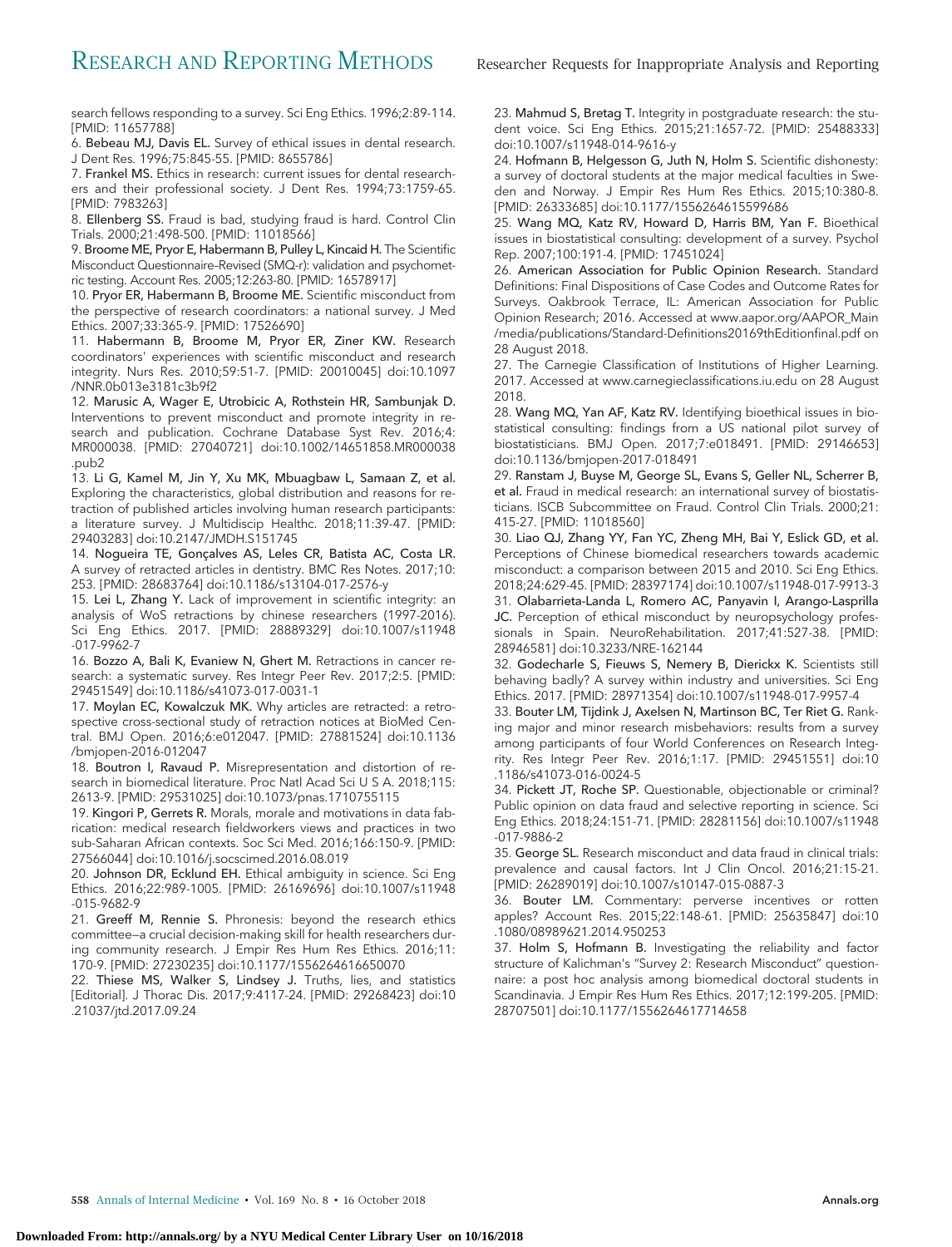search fellows responding to a survey. Sci Eng Ethics. 1996;2:89-114. [PMID: 11657788]

6. **Bebeau MJ, Davis EL.** Survey of ethical issues in dental research. J Dent Res. 1996;75:845-55. [PMID: 8655786]

7. **Frankel MS.** Ethics in research: current issues for dental researchers and their professional society. J Dent Res. 1994;73:1759-65. [PMID: 7983263]

8. **Ellenberg SS.** Fraud is bad, studying fraud is hard. Control Clin Trials. 2000;21:498-500. [PMID: 11018566]

9. **Broome ME, Pryor E, Habermann B, Pulley L, Kincaid H.** The Scientific Misconduct Questionnaire–Revised (SMQ-r): validation and psychometric testing. Account Res. 2005;12:263-80. [PMID: 16578917]

10. **Pryor ER, Habermann B, Broome ME.** Scientific misconduct from the perspective of research coordinators: a national survey. J Med Ethics. 2007;33:365-9. [PMID: 17526690]

11. **Habermann B, Broome M, Pryor ER, Ziner KW.** Research coordinators' experiences with scientific misconduct and research integrity. Nurs Res. 2010;59:51-7. [PMID: 20010045] doi:10.1097/NNR.0b013e3181c3b9f2

12. **Marusic A, Wager E, Utrobicic A, Rothstein HR, Sambunjak D.** Interventions to prevent misconduct and promote integrity in research and publication. Cochrane Database Syst Rev. 2016;4:MR000038. [PMID: 27040721] doi:10.1002/14651858.MR000038.pub2

13. **Li G, Kamel M, Jin Y, Xu MK, Mbuagbaw L, Samaan Z, et al.** Exploring the characteristics, global distribution and reasons for retraction of published articles involving human research participants: a literature survey. J Multidiscip Healthc. 2018;11:39-47. [PMID: 29403283] doi:10.2147/JMDH.S151745

14. **Nogueira TE, Gonçalves AS, Leles CR, Batista AC, Costa LR.** A survey of retracted articles in dentistry. BMC Res Notes. 2017;10:253. [PMID: 28683764] doi:10.1186/s13104-017-2576-y

15. **Lei L, Zhang Y.** Lack of improvement in scientific integrity: an analysis of WoS retractions by chinese researchers (1997-2016). Sci Eng Ethics. 2017. [PMID: 28889329] doi:10.1007/s11948-017-9962-7

16. **Bozzo A, Bali K, Evaniew N, Ghert M.** Retractions in cancer research: a systematic survey. Res Integr Peer Rev. 2017;2:5. [PMID: 29451549] doi:10.1186/s41073-017-0031-1

17. **Moylan EC, Kowalczuk MK.** Why articles are retracted: a retrospective cross-sectional study of retraction notices at BioMed Central. BMJ Open. 2016;6:e012047. [PMID: 27881524] doi:10.1136/bmjopen-2016-012047

18. **Boutron I, Ravaud P.** Misrepresentation and distortion of research in biomedical literature. Proc Natl Acad Sci U S A. 2018;115:2613-9. [PMID: 29531025] doi:10.1073/pnas.1710755115

19. **Kingori P, Gerrets R.** Morals, morale and motivations in data fabrication: medical research fieldworkers views and practices in two sub-Saharan African contexts. Soc Sci Med. 2016;166:150-9. [PMID: 27566044] doi:10.1016/j.socscimed.2016.08.019

20. **Johnson DR, Ecklund EH.** Ethical ambiguity in science. Sci Eng Ethics. 2016;22:989-1005. [PMID: 26169696] doi:10.1007/s11948-015-9682-9

21. **Greeff M, Rennie S.** Phronesis: beyond the research ethics committee—a crucial decision-making skill for health researchers during community research. J Empir Res Hum Res Ethics. 2016;11:170-9. [PMID: 27230235] doi:10.1177/1556264616650070

22. **Thiese MS, Walker S, Lindsey J.** Truths, lies, and statistics [Editorial]. J Thorac Dis. 2017;9:4117-24. [PMID: 29268423] doi:10.21037/jtd.2017.09.24

23. **Mahmud S, Bretag T.** Integrity in postgraduate research: the student voice. Sci Eng Ethics. 2015;21:1657-72. [PMID: 25488333] doi:10.1007/s11948-014-9616-y

24. **Hofmann B, Helgesson G, Juth N, Holm S.** Scientific dishonesty: a survey of doctoral students at the major medical faculties in Sweden and Norway. J Empir Res Hum Res Ethics. 2015;10:380-8. [PMID: 26333685] doi:10.1177/1556264615599686

25. **Wang MQ, Katz RV, Howard D, Harris BM, Yan F.** Bioethical issues in biostatistical consulting: development of a survey. Psychol Rep. 2007;100:191-4. [PMID: 17451024]

26. **American Association for Public Opinion Research.** Standard Definitions: Final Dispositions of Case Codes and Outcome Rates for Surveys. Oakbrook Terrace, IL: American Association for Public Opinion Research; 2016. Accessed at www.aapor.org/AAPOR_Main/media/publications/Standard-Definitions20169thEditionfinal.pdf on 28 August 2018.

27. The Carnegie Classification of Institutions of Higher Learning. 2017. Accessed at www.carnegieclassifications.iu.edu on 28 August 2018.

28. **Wang MQ, Yan AF, Katz RV.** Identifying bioethical issues in biostatistical consulting: findings from a US national pilot survey of biostatisticians. BMJ Open. 2017;7:e018491. [PMID: 29146653] doi:10.1136/bmjopen-2017-018491

29. **Ranstam J, Buyse M, George SL, Evans S, Geller NL, Scherrer B, et al.** Fraud in medical research: an international survey of biostatisticians. ISCB Subcommittee on Fraud. Control Clin Trials. 2000;21:415-27. [PMID: 11018560]

30. **Liao QJ, Zhang YY, Fan YC, Zheng MH, Bai Y, Eslick GD, et al.** Perceptions of Chinese biomedical researchers towards academic misconduct: a comparison between 2015 and 2010. Sci Eng Ethics. 2018;24:629-45. [PMID: 28397174] doi:10.1007/s11948-017-9913-3

31. **Olabarrieta-Landa L, Romero AC, Panyavin I, Arango-Lasprilla JC.** Perception of ethical misconduct by neuropsychology professionals in Spain. NeuroRehabilitation. 2017;41:527-38. [PMID: 28946581] doi:10.3233/NRE-162144

32. **Godecharle S, Fieuws S, Nemery B, Dierickx K.** Scientists still behaving badly? A survey within industry and universities. Sci Eng Ethics. 2017. [PMID: 28971354] doi:10.1007/s11948-017-9957-4

33. **Bouter LM, Tijdink J, Axelsen N, Martinson BC, Ter Riet G.** Ranking major and minor research misbehaviors: results from a survey among participants of four World Conferences on Research Integrity. Res Integr Peer Rev. 2016;1:17. [PMID: 29451551] doi:10.1186/s41073-016-0024-5

34. **Pickett JT, Roche SP.** Questionable, objectionable or criminal? Public opinion on data fraud and selective reporting in science. Sci Eng Ethics. 2018;24:151-71. [PMID: 28281156] doi:10.1007/s11948-017-9886-2

35. **George SL.** Research misconduct and data fraud in clinical trials: prevalence and causal factors. Int J Clin Oncol. 2016;21:15-21. [PMID: 26289019] doi:10.1007/s10147-015-0887-3

36. **Bouter LM.** Commentary: perverse incentives or rotten apples? Account Res. 2015;22:148-61. [PMID: 25635847] doi:10.1080/08989621.2014.950253

37. **Holm S, Hofmann B.** Investigating the reliability and factor structure of Kalichman's "Survey 2: Research Misconduct" questionnaire: a post hoc analysis among biomedical doctoral students in Scandinavia. J Empir Res Hum Res Ethics. 2017;12:199-205. [PMID: 28707501] doi:10.1177/1556264617714658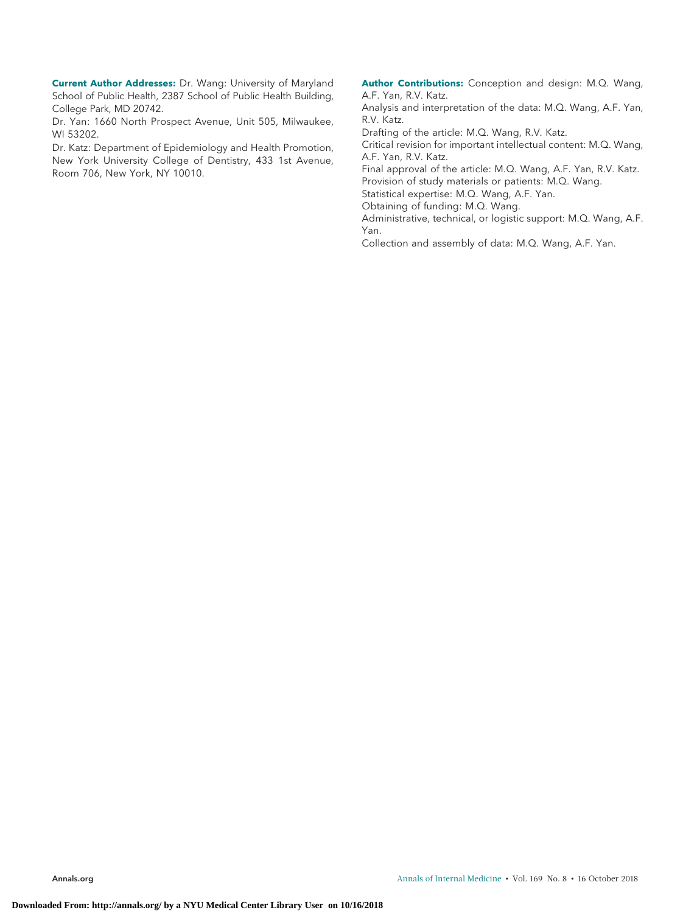**Current Author Addresses:** Dr. Wang: University of Maryland School of Public Health, 2387 School of Public Health Building, College Park, MD 20742.

Dr. Yan: 1660 North Prospect Avenue, Unit 505, Milwaukee, WI 53202.

Dr. Katz: Department of Epidemiology and Health Promotion, New York University College of Dentistry, 433 1st Avenue, Room 706, New York, NY 10010.

**Author Contributions:** Conception and design: M.Q. Wang, A.F. Yan, R.V. Katz.

Analysis and interpretation of the data: M.Q. Wang, A.F. Yan, R.V. Katz.

Drafting of the article: M.Q. Wang, R.V. Katz.

Critical revision for important intellectual content: M.Q. Wang, A.F. Yan, R.V. Katz.

Final approval of the article: M.Q. Wang, A.F. Yan, R.V. Katz.

Provision of study materials or patients: M.Q. Wang.

Statistical expertise: M.Q. Wang, A.F. Yan.

Obtaining of funding: M.Q. Wang.

Administrative, technical, or logistic support: M.Q. Wang, A.F. Yan.

Collection and assembly of data: M.Q. Wang, A.F. Yan.